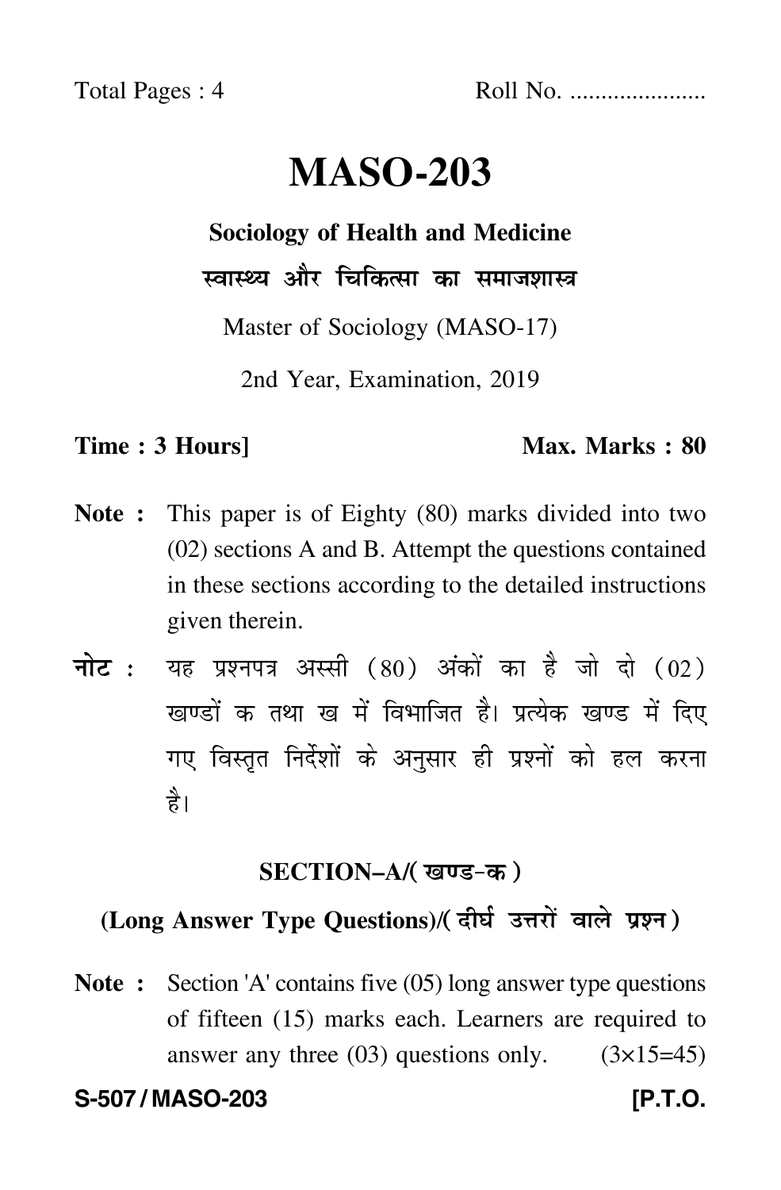Total Pages : 4 Roll No. ....................

# MASO-203

## Sociology of Health and Medicine

## स्वास्थ्य और चिकित्सा का समाजशास्त्र

Master of Sociology (MASO-17)

2nd Year, Examination, 2019

**Time : 3 Hours]** **Max. Marks : 80**

**Note :** This paper is of Eighty (80) marks divided into two (02) sections A and B. Attempt the questions contained in these sections according to the detailed instructions given therein.

**नोट :** यह प्रश्नपत्र अस्सी (80) अंकों का है जो दो (02) खण्डों क तथा ख में विभाजित है। प्रत्येक खण्ड में दिए गए विस्तृत निर्देशों के अनुसार ही प्रश्नों को हल करना है।

### SECTION–A/(खण्ड-क)

### (Long Answer Type Questions)/(दीर्घ उत्तरों वाले प्रश्न)

**Note :** Section 'A' contains five (05) long answer type questions of fifteen (15) marks each. Learners are required to answer any three (03) questions only. (3×15=45)

**S-507 / MASO-203** **[P.T.O.**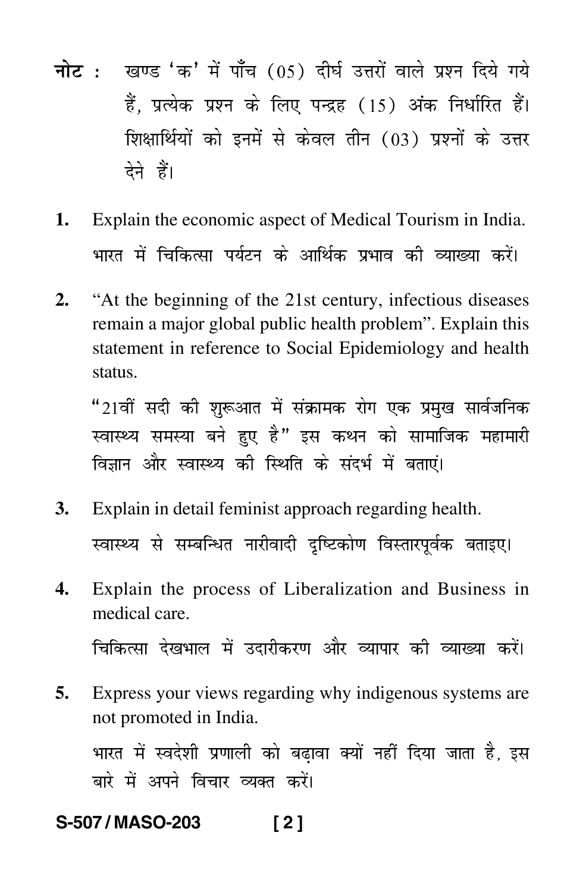**नोट :** खण्ड 'क' में पाँच (05) दीर्घ उत्तरों वाले प्रश्न दिये गये हैं, प्रत्येक प्रश्न के लिए पन्द्रह (15) अंक निर्धारित हैं। शिक्षार्थियों को इनमें से केवल तीन (03) प्रश्नों के उत्तर देने हैं।

**1.** Explain the economic aspect of Medical Tourism in India.

भारत में चिकित्सा पर्यटन के आर्थिक प्रभाव की व्याख्या करें।

**2.** "At the beginning of the 21st century, infectious diseases remain a major global public health problem". Explain this statement in reference to Social Epidemiology and health status.

"21वीं सदी की शुरूआत में संक्रामक रोग एक प्रमुख सार्वजनिक स्वास्थ्य समस्या बने हुए है" इस कथन को सामाजिक महामारी विज्ञान और स्वास्थ्य की स्थिति के संदर्भ में बताएं।

**3.** Explain in detail feminist approach regarding health.

स्वास्थ्य से सम्बन्धित नारीवादी दृष्टिकोण विस्तारपूर्वक बताइए।

**4.** Explain the process of Liberalization and Business in medical care.

चिकित्सा देखभाल में उदारीकरण और व्यापार की व्याख्या करें।

**5.** Express your views regarding why indigenous systems are not promoted in India.

भारत में स्वदेशी प्रणाली को बढ़ावा क्यों नहीं दिया जाता है, इस बारे में अपने विचार व्यक्त करें।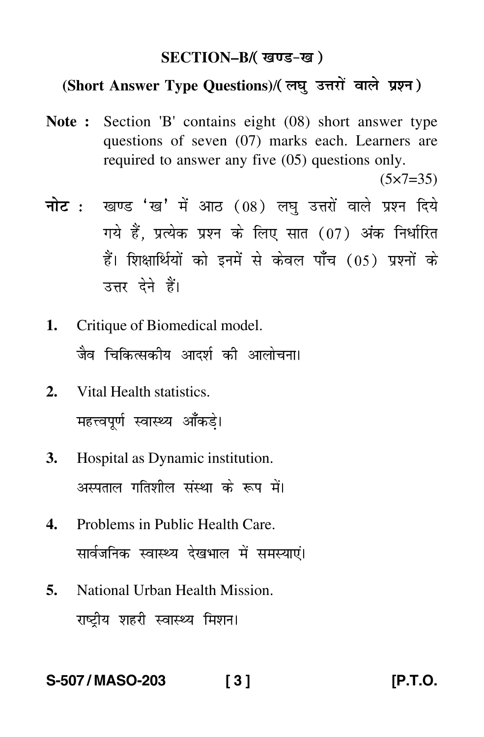## SECTION–B/( खण्ड-ख )

### (Short Answer Type Questions)/( लघु उत्तरों वाले प्रश्न )

**Note :** Section 'B' contains eight (08) short answer type questions of seven (07) marks each. Learners are required to answer any five (05) questions only. (5×7=35)

**नोट :** खण्ड 'ख' में आठ (08) लघु उत्तरों वाले प्रश्न दिये गये हैं, प्रत्येक प्रश्न के लिए सात (07) अंक निर्धारित हैं। शिक्षार्थियों को इनमें से केवल पाँच (05) प्रश्नों के उत्तर देने हैं।

**1.** Critique of Biomedical model.

जैव चिकित्सकीय आदर्श की आलोचना।

**2.** Vital Health statistics.

महत्त्वपूर्ण स्वास्थ्य आँकड़े।

**3.** Hospital as Dynamic institution.

अस्पताल गतिशील संस्था के रूप में।

**4.** Problems in Public Health Care.

सार्वजनिक स्वास्थ्य देखभाल में समस्याएं।

**5.** National Urban Health Mission.

राष्ट्रीय शहरी स्वास्थ्य मिशन।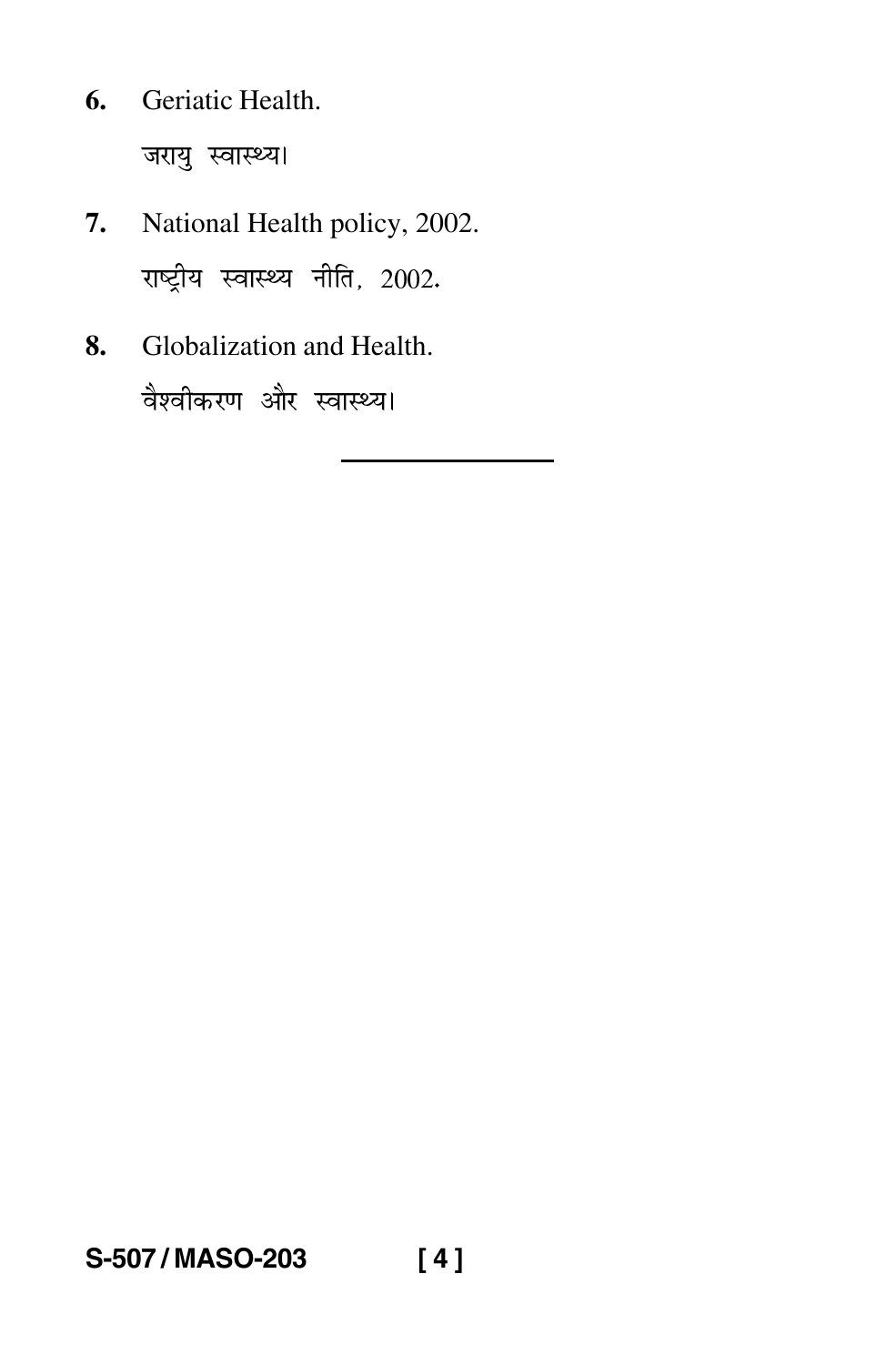**6.** Geriatic Health.

जरायु स्वास्थ्य।

**7.** National Health policy, 2002.

राष्ट्रीय स्वास्थ्य नीति, 2002.

**8.** Globalization and Health.

वैश्वीकरण और स्वास्थ्य।

---

**S-507 / MASO-203**